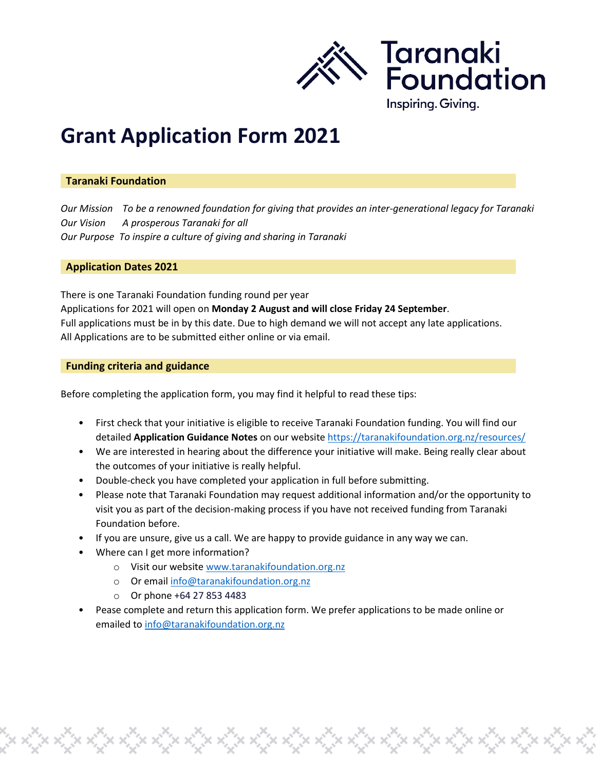Taranaki Foundation

Inspiring. Giving.

# Grant Application Form 2021

## Taranaki Foundation

*Our Mission* *To be a renowned foundation for giving that provides an inter-generational legacy for Taranaki*
*Our Vision* *A prosperous Taranaki for all*
*Our Purpose* *To inspire a culture of giving and sharing in Taranaki*

## Application Dates 2021

There is one Taranaki Foundation funding round per year
Applications for 2021 will open on **Monday 2 August and will close Friday 24 September**.
Full applications must be in by this date. Due to high demand we will not accept any late applications.
All Applications are to be submitted either online or via email.

## Funding criteria and guidance

Before completing the application form, you may find it helpful to read these tips:

- First check that your initiative is eligible to receive Taranaki Foundation funding. You will find our detailed **Application Guidance Notes** on our website https://taranakifoundation.org.nz/resources/
- We are interested in hearing about the difference your initiative will make. Being really clear about the outcomes of your initiative is really helpful.
- Double-check you have completed your application in full before submitting.
- Please note that Taranaki Foundation may request additional information and/or the opportunity to visit you as part of the decision-making process if you have not received funding from Taranaki Foundation before.
- If you are unsure, give us a call. We are happy to provide guidance in any way we can.
- Where can I get more information?
  - Visit our website www.taranakifoundation.org.nz
  - Or email info@taranakifoundation.org.nz
  - Or phone +64 27 853 4483
- Pease complete and return this application form. We prefer applications to be made online or emailed to info@taranakifoundation.org.nz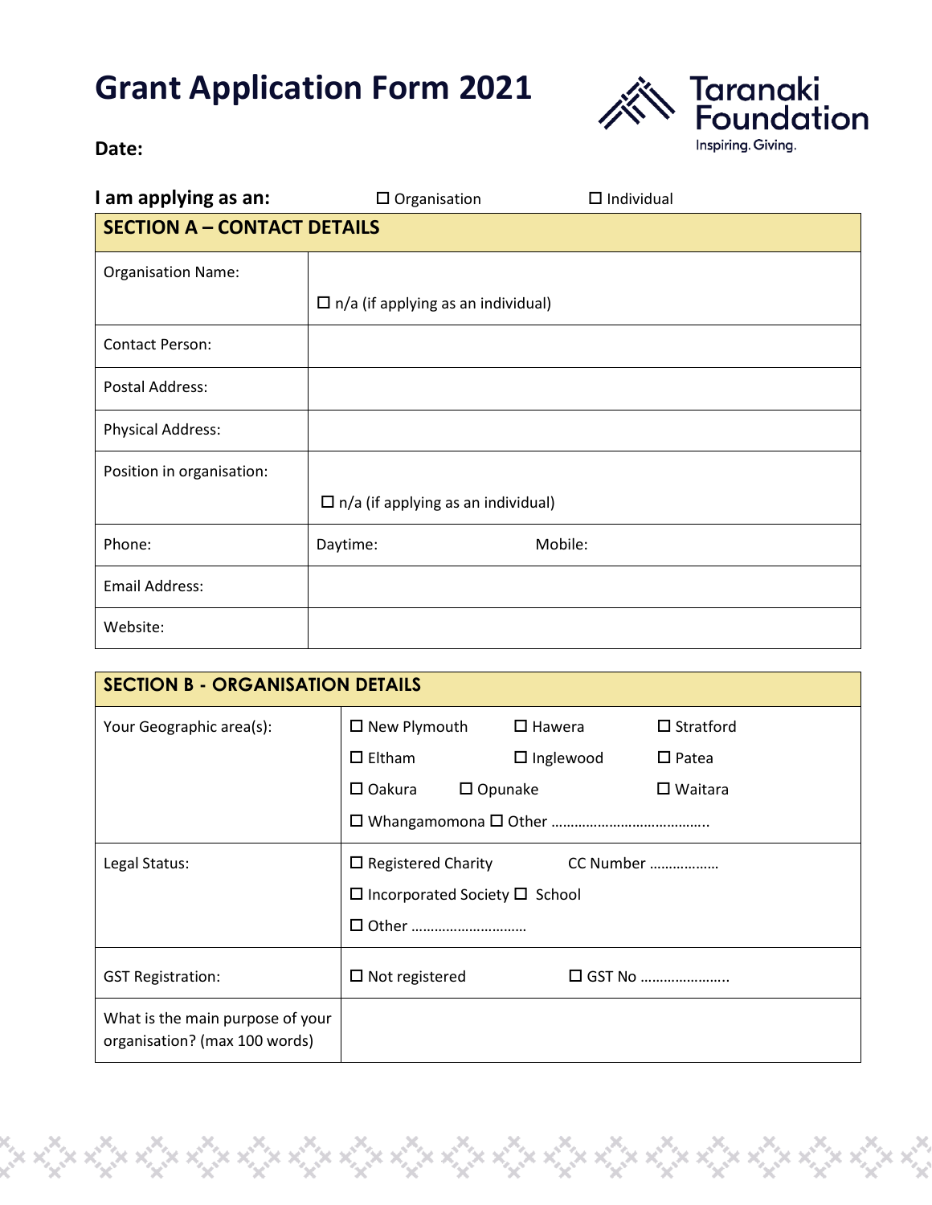# Grant Application Form 2021

Taranaki Foundation
Inspiring. Giving.

**Date:**

**I am applying as an:** ☐ Organisation ☐ Individual

| SECTION A – CONTACT DETAILS | |
|---|---|
| Organisation Name: | ☐ n/a (if applying as an individual) |
| Contact Person: | |
| Postal Address: | |
| Physical Address: | |
| Position in organisation: | ☐ n/a (if applying as an individual) |
| Phone: | Daytime: Mobile: |
| Email Address: | |
| Website: | |

| SECTION B - ORGANISATION DETAILS | |
|---|---|
| Your Geographic area(s): | ☐ New Plymouth ☐ Hawera ☐ Stratford<br>☐ Eltham ☐ Inglewood ☐ Patea<br>☐ Oakura ☐ Opunake ☐ Waitara<br>☐ Whangamomona ☐ Other ………………………………….. |
| Legal Status: | ☐ Registered Charity CC Number ………………<br>☐ Incorporated Society ☐ School<br>☐ Other ………………………… |
| GST Registration: | ☐ Not registered ☐ GST No ………………….. |
| What is the main purpose of your organisation? (max 100 words) | |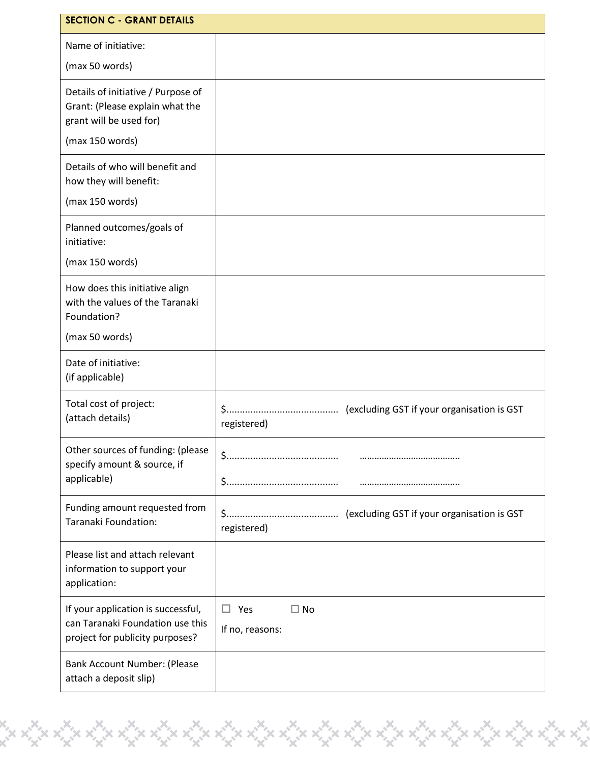| SECTION C - GRANT DETAILS | |
|---|---|
| Name of initiative:<br><br>(max 50 words) | |
| Details of initiative / Purpose of Grant: (Please explain what the grant will be used for)<br><br>(max 150 words) | |
| Details of who will benefit and how they will benefit:<br><br>(max 150 words) | |
| Planned outcomes/goals of initiative:<br><br>(max 150 words) | |
| How does this initiative align with the values of the Taranaki Foundation?<br><br>(max 50 words) | |
| Date of initiative:<br>(if applicable) | |
| Total cost of project:<br>(attach details) | $......................................... (excluding GST if your organisation is GST registered) |
| Other sources of funding: (please specify amount & source, if applicable) | $......................................... ........................................<br><br>$......................................... ........................................ |
| Funding amount requested from Taranaki Foundation: | $......................................... (excluding GST if your organisation is GST registered) |
| Please list and attach relevant information to support your application: | |
| If your application is successful, can Taranaki Foundation use this project for publicity purposes? | ☐ Yes ☐ No<br><br>If no, reasons: |
| Bank Account Number: (Please attach a deposit slip) | |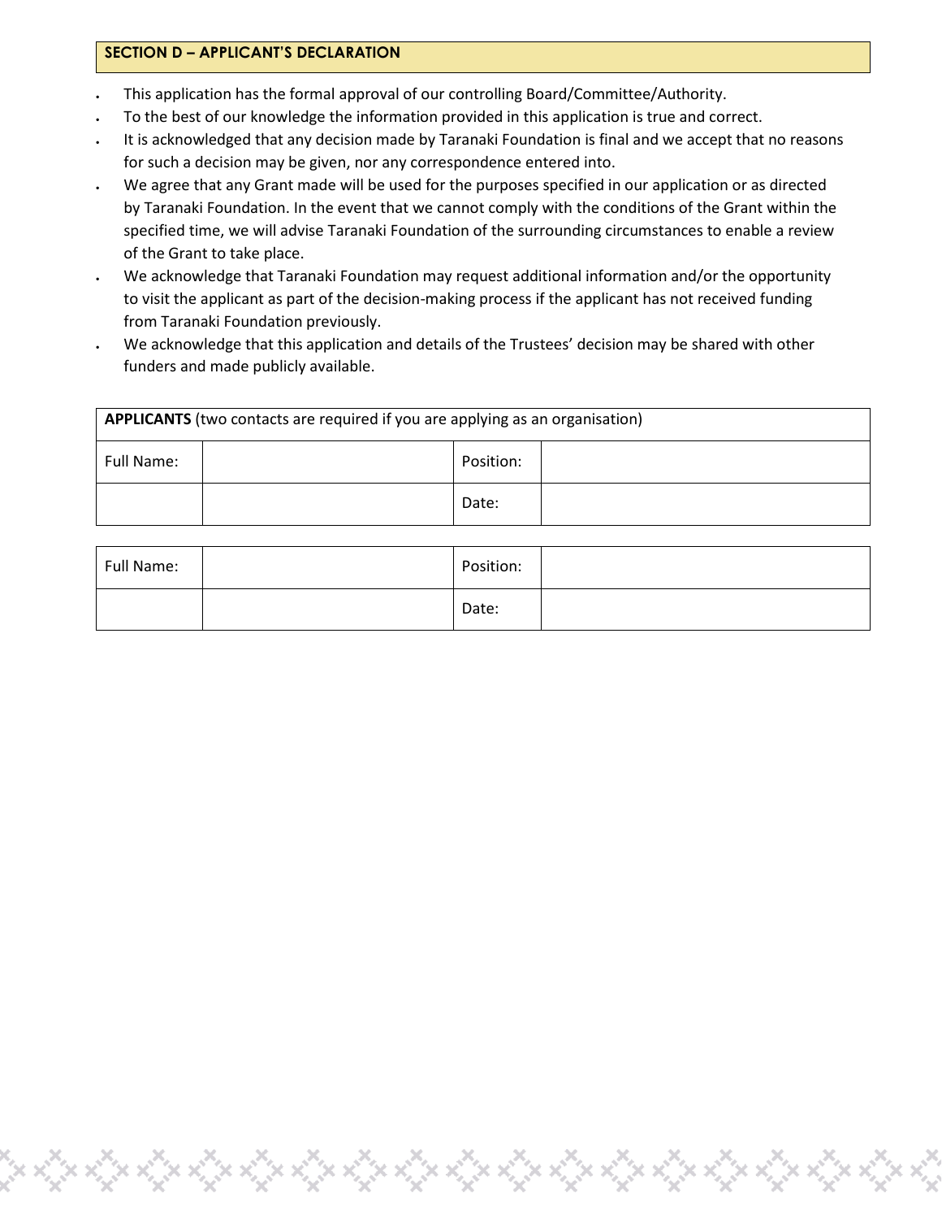## SECTION D – APPLICANT'S DECLARATION

- This application has the formal approval of our controlling Board/Committee/Authority.
- To the best of our knowledge the information provided in this application is true and correct.
- It is acknowledged that any decision made by Taranaki Foundation is final and we accept that no reasons for such a decision may be given, nor any correspondence entered into.
- We agree that any Grant made will be used for the purposes specified in our application or as directed by Taranaki Foundation. In the event that we cannot comply with the conditions of the Grant within the specified time, we will advise Taranaki Foundation of the surrounding circumstances to enable a review of the Grant to take place.
- We acknowledge that Taranaki Foundation may request additional information and/or the opportunity to visit the applicant as part of the decision-making process if the applicant has not received funding from Taranaki Foundation previously.
- We acknowledge that this application and details of the Trustees' decision may be shared with other funders and made publicly available.

| **APPLICANTS** (two contacts are required if you are applying as an organisation) | | | |
|---|---|---|---|
| Full Name: | | Position: | |
| | | Date: | |

| | | | |
|---|---|---|---|
| Full Name: | | Position: | |
| | | Date: | |